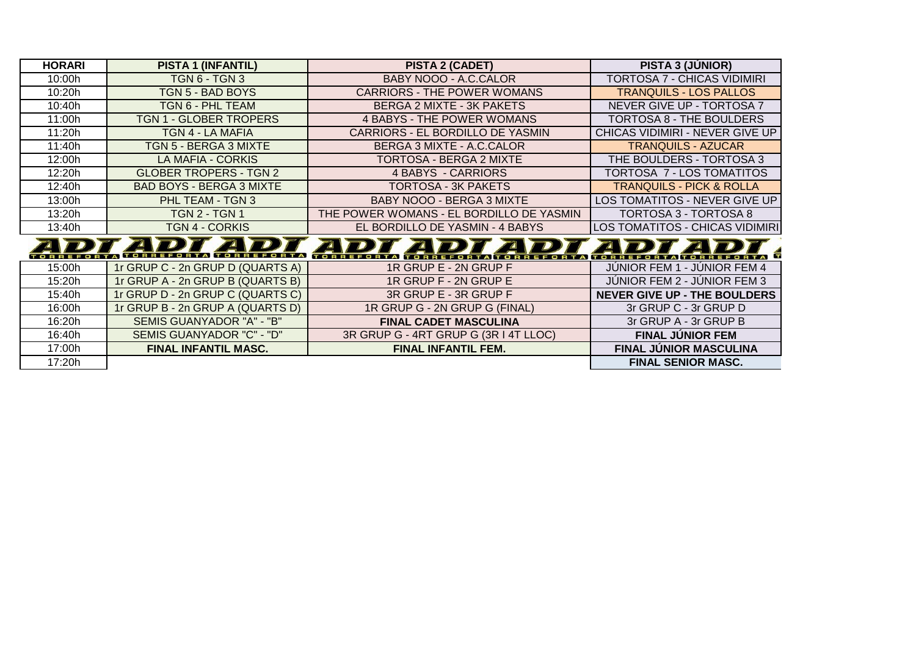| HORARI | PISTA 1 (INFANTIL) | PISTA 2 (CADET) | PISTA 3 (JÚNIOR) |
| --- | --- | --- | --- |
| 10:00h | TGN 6 - TGN 3 | BABY NOOO - A.C.CALOR | TORTOSA 7 - CHICAS VIDIMIRI |
| 10:20h | TGN 5 - BAD BOYS | CARRIORS - THE POWER WOMANS | TRANQUILS - LOS PALLOS |
| 10:40h | TGN 6 - PHL TEAM | BERGA 2 MIXTE - 3K PAKETS | NEVER GIVE UP - TORTOSA 7 |
| 11:00h | TGN 1 - GLOBER TROPERS | 4 BABYS - THE POWER WOMANS | TORTOSA 8 - THE BOULDERS |
| 11:20h | TGN 4 - LA MAFIA | CARRIORS - EL BORDILLO DE YASMIN | CHICAS VIDIMIRI - NEVER GIVE UP |
| 11:40h | TGN 5 - BERGA 3 MIXTE | BERGA 3 MIXTE - A.C.CALOR | TRANQUILS - AZUCAR |
| 12:00h | LA MAFIA - CORKIS | TORTOSA - BERGA 2 MIXTE | THE BOULDERS - TORTOSA 3 |
| 12:20h | GLOBER TROPERS - TGN 2 | 4 BABYS - CARRIORS | TORTOSA 7 - LOS TOMATITOS |
| 12:40h | BAD BOYS - BERGA 3 MIXTE | TORTOSA - 3K PAKETS | TRANQUILS - PICK & ROLLA |
| 13:00h | PHL TEAM - TGN 3 | BABY NOOO - BERGA 3 MIXTE | LOS TOMATITOS - NEVER GIVE UP |
| 13:20h | TGN 2 - TGN 1 | THE POWER WOMANS - EL BORDILLO DE YASMIN | TORTOSA 3 - TORTOSA 8 |
| 13:40h | TGN 4 - CORKIS | EL BORDILLO DE YASMIN - 4 BABYS | LOS TOMATITOS - CHICAS VIDIMIRI |
| 15:00h | 1r GRUP C - 2n GRUP D (QUARTS A) | 1R GRUP E - 2N GRUP F | JÚNIOR FEM 1 - JÚNIOR FEM 4 |
| 15:20h | 1r GRUP A - 2n GRUP B (QUARTS B) | 1R GRUP F - 2N GRUP E | JÚNIOR FEM 2 - JÚNIOR FEM 3 |
| 15:40h | 1r GRUP D - 2n GRUP C (QUARTS C) | 3R GRUP E - 3R GRUP F | **NEVER GIVE UP - THE BOULDERS** |
| 16:00h | 1r GRUP B - 2n GRUP A (QUARTS D) | 1R GRUP G - 2N GRUP G (FINAL) | 3r GRUP C - 3r GRUP D |
| 16:20h | SEMIS GUANYADOR "A" - "B" | **FINAL CADET MASCULINA** | 3r GRUP A - 3r GRUP B |
| 16:40h | SEMIS GUANYADOR "C" - "D" | 3R GRUP G - 4RT GRUP G (3R I 4T LLOC) | **FINAL JÚNIOR FEM** |
| 17:00h | **FINAL INFANTIL MASC.** | **FINAL INFANTIL FEM.** | **FINAL JÚNIOR MASCULINA** |
| 17:20h | | | **FINAL SENIOR MASC.** |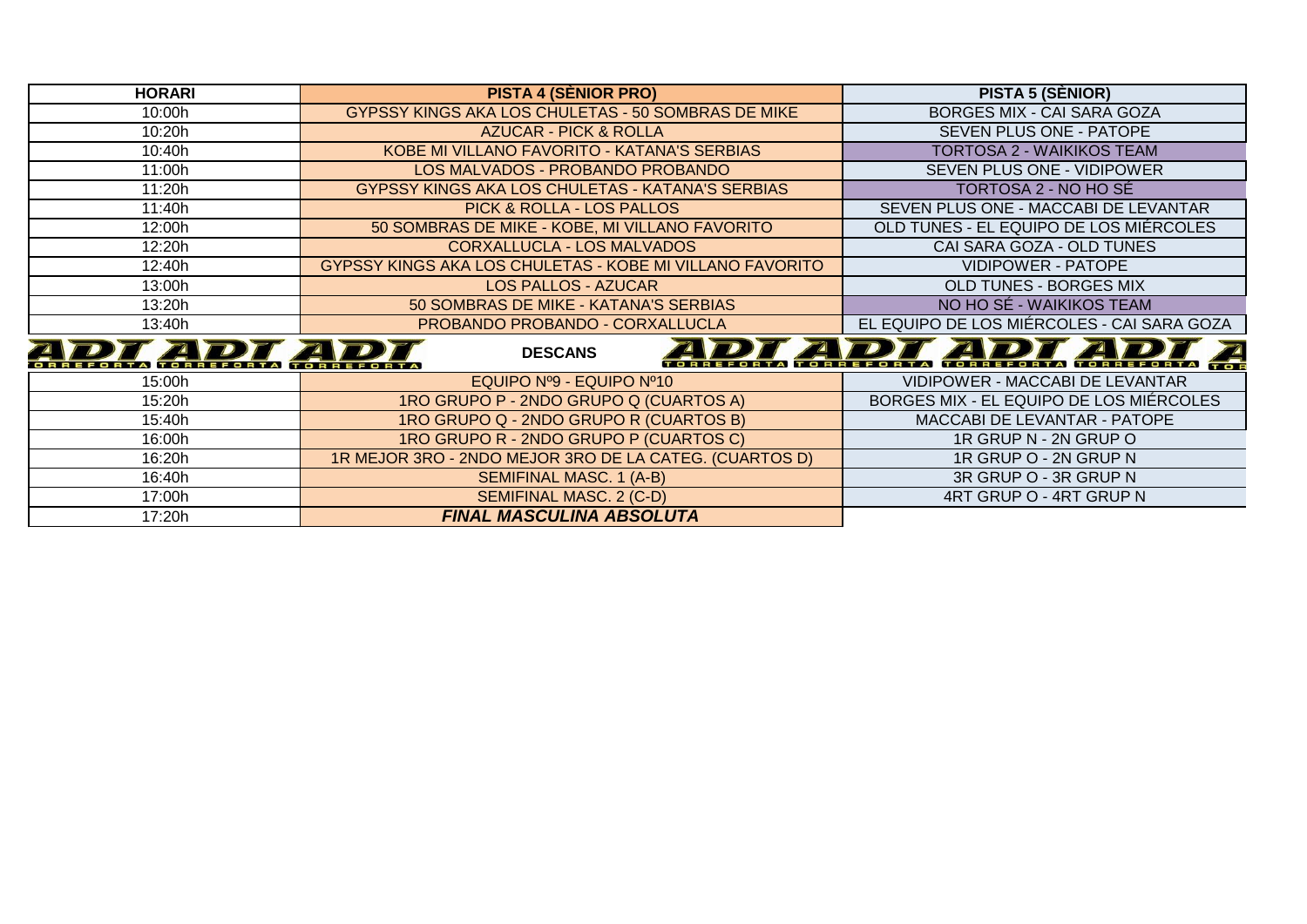| HORARI | PISTA 4 (SÈNIOR PRO) | PISTA 5 (SÈNIOR) |
|---|---|---|
| 10:00h | GYPSSY KINGS AKA LOS CHULETAS - 50 SOMBRAS DE MIKE | BORGES MIX - CAI SARA GOZA |
| 10:20h | AZUCAR - PICK & ROLLA | SEVEN PLUS ONE - PATOPE |
| 10:40h | KOBE MI VILLANO FAVORITO - KATANA'S SERBIAS | TORTOSA 2 - WAIKIKOS TEAM |
| 11:00h | LOS MALVADOS - PROBANDO PROBANDO | SEVEN PLUS ONE - VIDIPOWER |
| 11:20h | GYPSSY KINGS AKA LOS CHULETAS - KATANA'S SERBIAS | TORTOSA 2 - NO HO SÉ |
| 11:40h | PICK & ROLLA - LOS PALLOS | SEVEN PLUS ONE - MACCABI DE LEVANTAR |
| 12:00h | 50 SOMBRAS DE MIKE - KOBE, MI VILLANO FAVORITO | OLD TUNES - EL EQUIPO DE LOS MIÉRCOLES |
| 12:20h | CORXALLUCLA - LOS MALVADOS | CAI SARA GOZA - OLD TUNES |
| 12:40h | GYPSSY KINGS AKA LOS CHULETAS - KOBE MI VILLANO FAVORITO | VIDIPOWER - PATOPE |
| 13:00h | LOS PALLOS - AZUCAR | OLD TUNES - BORGES MIX |
| 13:20h | 50 SOMBRAS DE MIKE - KATANA'S SERBIAS | NO HO SÉ - WAIKIKOS TEAM |
| 13:40h | PROBANDO PROBANDO - CORXALLUCLA | EL EQUIPO DE LOS MIÉRCOLES - CAI SARA GOZA |
| | DESCANS | |
| 15:00h | EQUIPO Nº9 - EQUIPO Nº10 | VIDIPOWER - MACCABI DE LEVANTAR |
| 15:20h | 1RO GRUPO P - 2NDO GRUPO Q (CUARTOS A) | BORGES MIX - EL EQUIPO DE LOS MIÉRCOLES |
| 15:40h | 1RO GRUPO Q - 2NDO GRUPO R (CUARTOS B) | MACCABI DE LEVANTAR - PATOPE |
| 16:00h | 1RO GRUPO R - 2NDO GRUPO P (CUARTOS C) | 1R GRUP N - 2N GRUP O |
| 16:20h | 1R MEJOR 3RO - 2NDO MEJOR 3RO DE LA CATEG. (CUARTOS D) | 1R GRUP O - 2N GRUP N |
| 16:40h | SEMIFINAL MASC. 1 (A-B) | 3R GRUP O - 3R GRUP N |
| 17:00h | SEMIFINAL MASC. 2 (C-D) | 4RT GRUP O - 4RT GRUP N |
| 17:20h | ***FINAL MASCULINA ABSOLUTA*** | |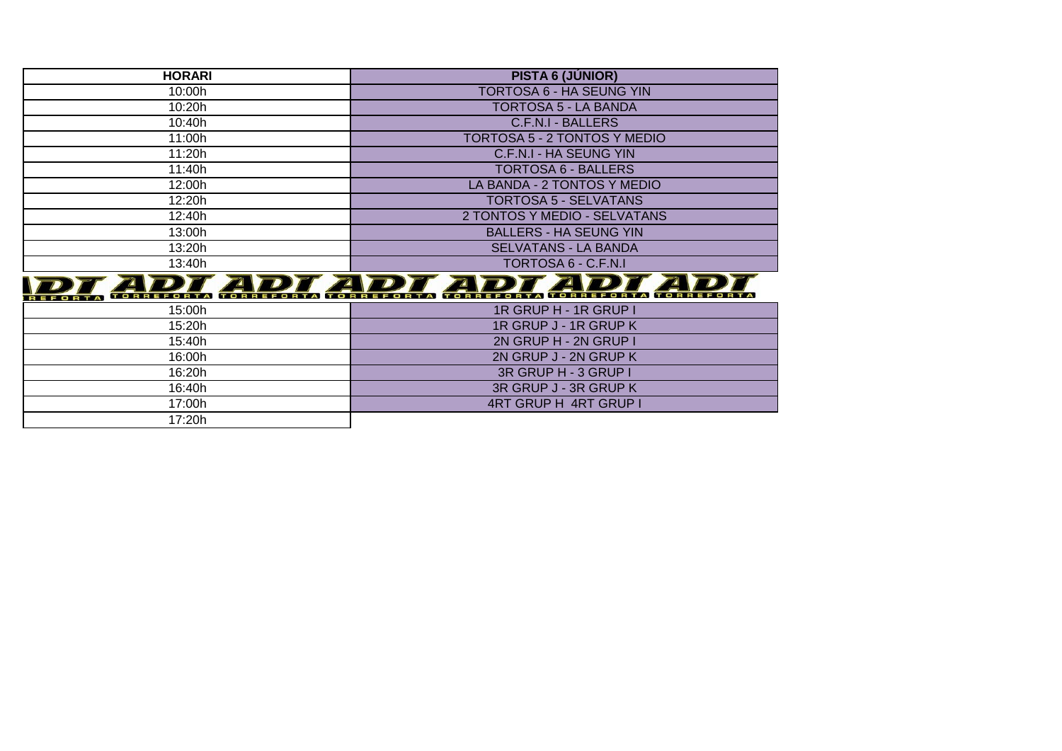| HORARI | PISTA 6 (JÚNIOR) |
| --- | --- |
| 10:00h | TORTOSA 6 - HA SEUNG YIN |
| 10:20h | TORTOSA 5 - LA BANDA |
| 10:40h | C.F.N.I - BALLERS |
| 11:00h | TORTOSA 5 - 2 TONTOS Y MEDIO |
| 11:20h | C.F.N.I - HA SEUNG YIN |
| 11:40h | TORTOSA 6 - BALLERS |
| 12:00h | LA BANDA - 2 TONTOS Y MEDIO |
| 12:20h | TORTOSA 5 - SELVATANS |
| 12:40h | 2 TONTOS Y MEDIO - SELVATANS |
| 13:00h | BALLERS - HA SEUNG YIN |
| 13:20h | SELVATANS - LA BANDA |
| 13:40h | TORTOSA 6 - C.F.N.I |

ADI ADI ADI ADI ADI ADI ADI
TORREFORTA TORREFORTA TORREFORTA TORREFORTA TORREFORTA TORREFORTA TORREFORTA

| | |
| --- | --- |
| 15:00h | 1R GRUP H - 1R GRUP I |
| 15:20h | 1R GRUP J - 1R GRUP K |
| 15:40h | 2N GRUP H - 2N GRUP I |
| 16:00h | 2N GRUP J - 2N GRUP K |
| 16:20h | 3R GRUP H - 3 GRUP I |
| 16:40h | 3R GRUP J - 3R GRUP K |
| 17:00h | 4RT GRUP H 4RT GRUP I |
| 17:20h | |